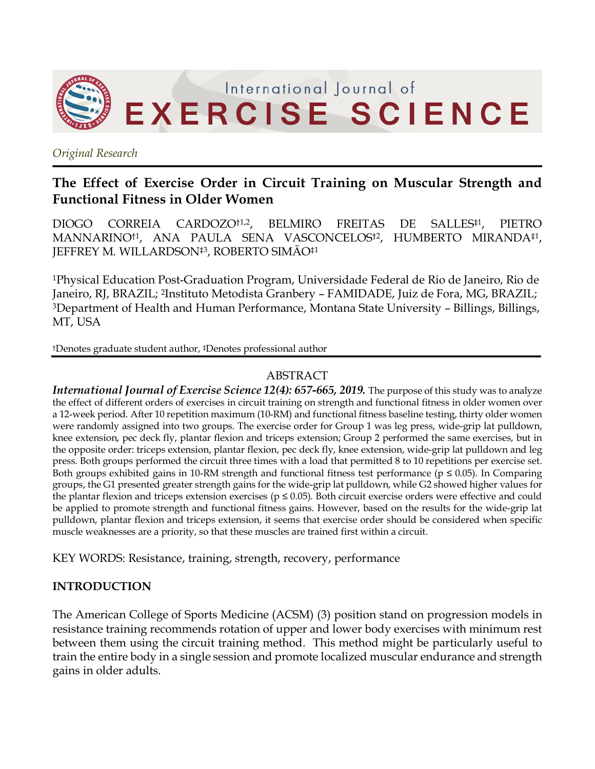*Original Research*

# The Effect of Exercise Order in Circuit Training on Muscular Strength and Functional Fitness in Older Women

DIOGO CORREIA CARDOZO†[1,2], BELMIRO FREITAS DE SALLES‡[1], PIETRO MANNARINO†[1], ANA PAULA SENA VASCONCELOS†[2], HUMBERTO MIRANDA‡[1], JEFFREY M. WILLARDSON‡[3], ROBERTO SIMÃO‡[1]

[1]Physical Education Post-Graduation Program, Universidade Federal de Rio de Janeiro, Rio de Janeiro, RJ, BRAZIL; [2]Instituto Metodista Granbery – FAMIDADE, Juiz de Fora, MG, BRAZIL; [3]Department of Health and Human Performance, Montana State University – Billings, Billings, MT, USA

†Denotes graduate student author, ‡Denotes professional author

## ABSTRACT

***International Journal of Exercise Science 12(4): 657-665, 2019.*** The purpose of this study was to analyze the effect of different orders of exercises in circuit training on strength and functional fitness in older women over a 12-week period. After 10 repetition maximum (10-RM) and functional fitness baseline testing, thirty older women were randomly assigned into two groups. The exercise order for Group 1 was leg press, wide-grip lat pulldown, knee extension, pec deck fly, plantar flexion and triceps extension; Group 2 performed the same exercises, but in the opposite order: triceps extension, plantar flexion, pec deck fly, knee extension, wide-grip lat pulldown and leg press. Both groups performed the circuit three times with a load that permitted 8 to 10 repetitions per exercise set. Both groups exhibited gains in 10-RM strength and functional fitness test performance ($p \leq 0.05$). In Comparing groups, the G1 presented greater strength gains for the wide-grip lat pulldown, while G2 showed higher values for the plantar flexion and triceps extension exercises ($p \leq 0.05$). Both circuit exercise orders were effective and could be applied to promote strength and functional fitness gains. However, based on the results for the wide-grip lat pulldown, plantar flexion and triceps extension, it seems that exercise order should be considered when specific muscle weaknesses are a priority, so that these muscles are trained first within a circuit.

KEY WORDS: Resistance, training, strength, recovery, performance

## INTRODUCTION

The American College of Sports Medicine (ACSM) (3) position stand on progression models in resistance training recommends rotation of upper and lower body exercises with minimum rest between them using the circuit training method. This method might be particularly useful to train the entire body in a single session and promote localized muscular endurance and strength gains in older adults.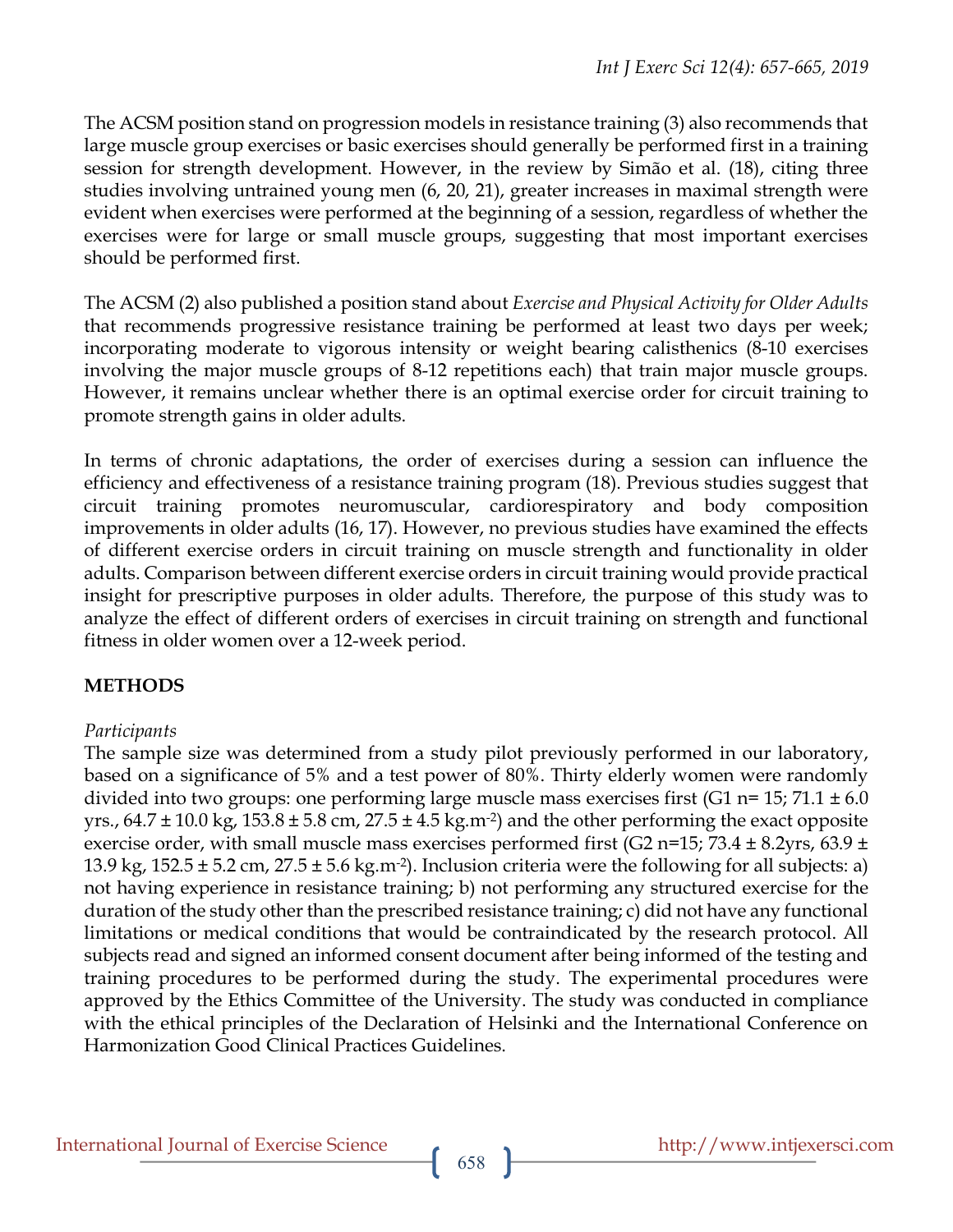The ACSM position stand on progression models in resistance training (3) also recommends that large muscle group exercises or basic exercises should generally be performed first in a training session for strength development. However, in the review by Simão et al. (18), citing three studies involving untrained young men (6, 20, 21), greater increases in maximal strength were evident when exercises were performed at the beginning of a session, regardless of whether the exercises were for large or small muscle groups, suggesting that most important exercises should be performed first.

The ACSM (2) also published a position stand about *Exercise and Physical Activity for Older Adults* that recommends progressive resistance training be performed at least two days per week; incorporating moderate to vigorous intensity or weight bearing calisthenics (8-10 exercises involving the major muscle groups of 8-12 repetitions each) that train major muscle groups. However, it remains unclear whether there is an optimal exercise order for circuit training to promote strength gains in older adults.

In terms of chronic adaptations, the order of exercises during a session can influence the efficiency and effectiveness of a resistance training program (18). Previous studies suggest that circuit training promotes neuromuscular, cardiorespiratory and body composition improvements in older adults (16, 17). However, no previous studies have examined the effects of different exercise orders in circuit training on muscle strength and functionality in older adults. Comparison between different exercise orders in circuit training would provide practical insight for prescriptive purposes in older adults. Therefore, the purpose of this study was to analyze the effect of different orders of exercises in circuit training on strength and functional fitness in older women over a 12-week period.

## METHODS

*Participants*

The sample size was determined from a study pilot previously performed in our laboratory, based on a significance of 5% and a test power of 80%. Thirty elderly women were randomly divided into two groups: one performing large muscle mass exercises first (G1 n= 15; 71.1 ± 6.0 yrs., 64.7 ± 10.0 kg, 153.8 ± 5.8 cm, 27.5 ± 4.5 $kg.m^{-2}$) and the other performing the exact opposite exercise order, with small muscle mass exercises performed first (G2 n=15; 73.4 ± 8.2yrs, 63.9 ± 13.9 kg, 152.5 ± 5.2 cm, 27.5 ± 5.6 $kg.m^{-2}$). Inclusion criteria were the following for all subjects: a) not having experience in resistance training; b) not performing any structured exercise for the duration of the study other than the prescribed resistance training; c) did not have any functional limitations or medical conditions that would be contraindicated by the research protocol. All subjects read and signed an informed consent document after being informed of the testing and training procedures to be performed during the study. The experimental procedures were approved by the Ethics Committee of the University. The study was conducted in compliance with the ethical principles of the Declaration of Helsinki and the International Conference on Harmonization Good Clinical Practices Guidelines.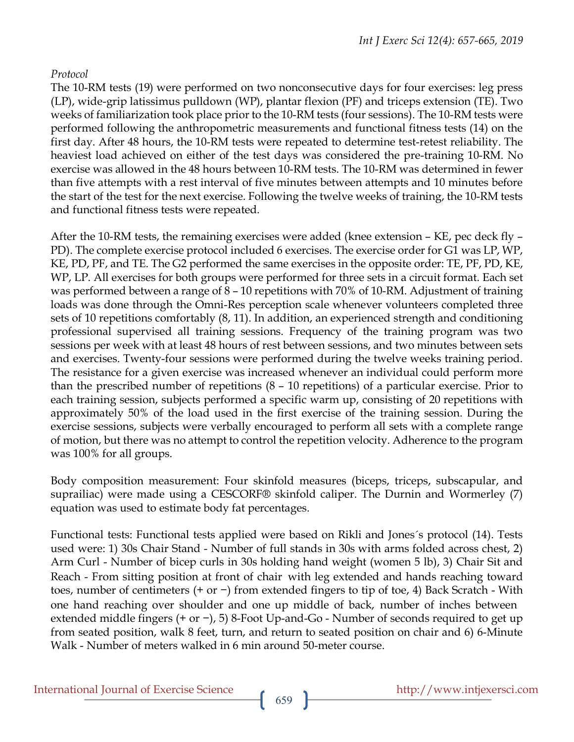*Protocol*

The 10-RM tests (19) were performed on two nonconsecutive days for four exercises: leg press (LP), wide-grip latissimus pulldown (WP), plantar flexion (PF) and triceps extension (TE). Two weeks of familiarization took place prior to the 10-RM tests (four sessions). The 10-RM tests were performed following the anthropometric measurements and functional fitness tests (14) on the first day. After 48 hours, the 10-RM tests were repeated to determine test-retest reliability. The heaviest load achieved on either of the test days was considered the pre-training 10-RM. No exercise was allowed in the 48 hours between 10-RM tests. The 10-RM was determined in fewer than five attempts with a rest interval of five minutes between attempts and 10 minutes before the start of the test for the next exercise. Following the twelve weeks of training, the 10-RM tests and functional fitness tests were repeated.

After the 10-RM tests, the remaining exercises were added (knee extension – KE, pec deck fly – PD). The complete exercise protocol included 6 exercises. The exercise order for G1 was LP, WP, KE, PD, PF, and TE. The G2 performed the same exercises in the opposite order: TE, PF, PD, KE, WP, LP. All exercises for both groups were performed for three sets in a circuit format. Each set was performed between a range of 8 – 10 repetitions with 70% of 10-RM. Adjustment of training loads was done through the Omni-Res perception scale whenever volunteers completed three sets of 10 repetitions comfortably (8, 11). In addition, an experienced strength and conditioning professional supervised all training sessions. Frequency of the training program was two sessions per week with at least 48 hours of rest between sessions, and two minutes between sets and exercises. Twenty-four sessions were performed during the twelve weeks training period. The resistance for a given exercise was increased whenever an individual could perform more than the prescribed number of repetitions (8 – 10 repetitions) of a particular exercise. Prior to each training session, subjects performed a specific warm up, consisting of 20 repetitions with approximately 50% of the load used in the first exercise of the training session. During the exercise sessions, subjects were verbally encouraged to perform all sets with a complete range of motion, but there was no attempt to control the repetition velocity. Adherence to the program was 100% for all groups.

Body composition measurement: Four skinfold measures (biceps, triceps, subscapular, and suprailiac) were made using a CESCORF® skinfold caliper. The Durnin and Wormerley (7) equation was used to estimate body fat percentages.

Functional tests: Functional tests applied were based on Rikli and Jones´s protocol (14). Tests used were: 1) 30s Chair Stand - Number of full stands in 30s with arms folded across chest, 2) Arm Curl - Number of bicep curls in 30s holding hand weight (women 5 lb), 3) Chair Sit and Reach - From sitting position at front of chair with leg extended and hands reaching toward toes, number of centimeters (+ or −) from extended fingers to tip of toe, 4) Back Scratch - With one hand reaching over shoulder and one up middle of back, number of inches between extended middle fingers (+ or −), 5) 8-Foot Up-and-Go - Number of seconds required to get up from seated position, walk 8 feet, turn, and return to seated position on chair and 6) 6-Minute Walk - Number of meters walked in 6 min around 50-meter course.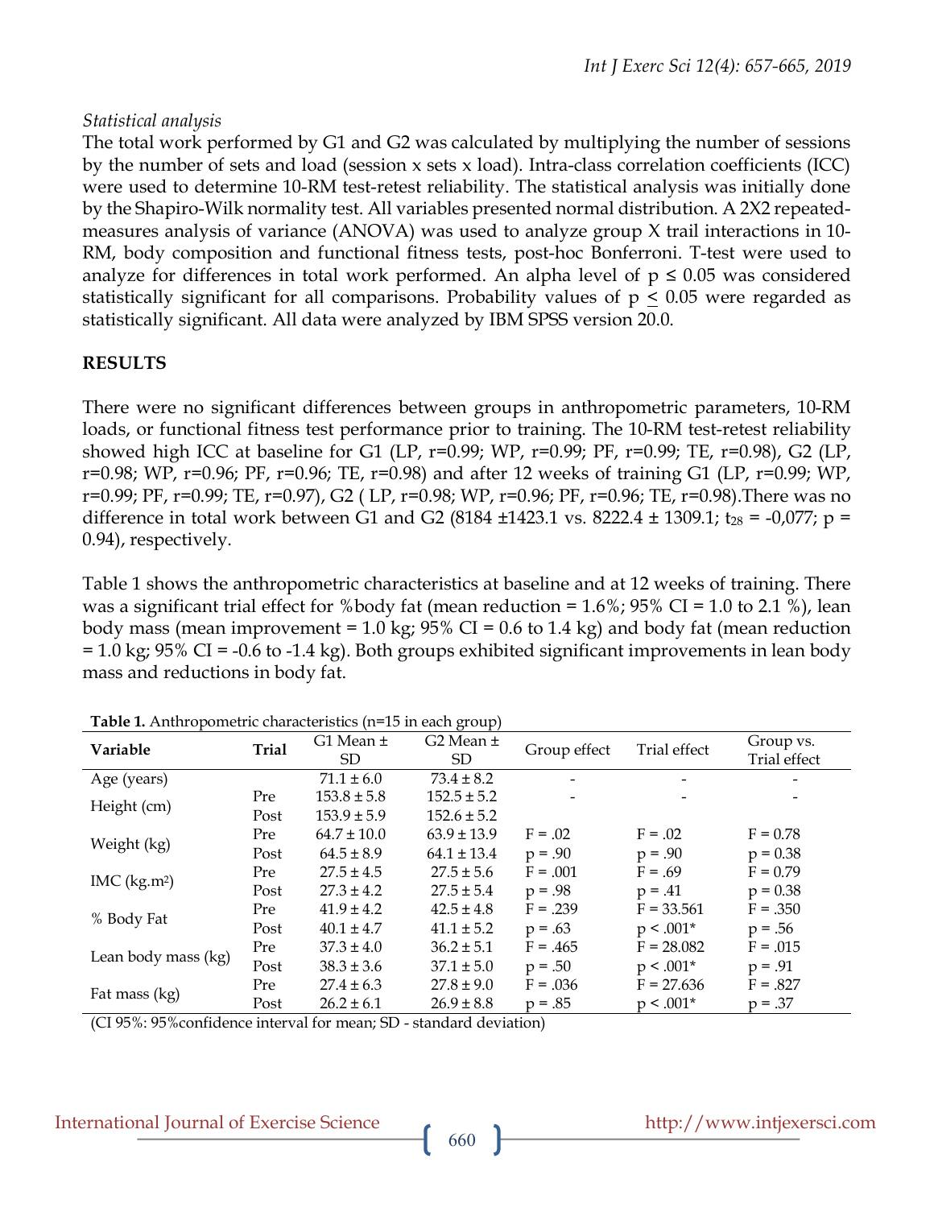*Statistical analysis*

The total work performed by G1 and G2 was calculated by multiplying the number of sessions by the number of sets and load (session x sets x load). Intra-class correlation coefficients (ICC) were used to determine 10-RM test-retest reliability. The statistical analysis was initially done by the Shapiro-Wilk normality test. All variables presented normal distribution. A 2X2 repeated-measures analysis of variance (ANOVA) was used to analyze group X trail interactions in 10-RM, body composition and functional fitness tests, post-hoc Bonferroni. T-test were used to analyze for differences in total work performed. An alpha level of $p \leq 0.05$ was considered statistically significant for all comparisons. Probability values of $p \leq 0.05$ were regarded as statistically significant. All data were analyzed by IBM SPSS version 20.0.

**RESULTS**

There were no significant differences between groups in anthropometric parameters, 10-RM loads, or functional fitness test performance prior to training. The 10-RM test-retest reliability showed high ICC at baseline for G1 (LP, r=0.99; WP, r=0.99; PF, r=0.99; TE, r=0.98), G2 (LP, r=0.98; WP, r=0.96; PF, r=0.96; TE, r=0.98) and after 12 weeks of training G1 (LP, r=0.99; WP, r=0.99; PF, r=0.99; TE, r=0.97), G2 ( LP, r=0.98; WP, r=0.96; PF, r=0.96; TE, r=0.98).There was no difference in total work between G1 and G2 (8184 ±1423.1 vs. 8222.4 ± 1309.1; $t_{28}$ = -0,077; p = 0.94), respectively.

Table 1 shows the anthropometric characteristics at baseline and at 12 weeks of training. There was a significant trial effect for %body fat (mean reduction = 1.6%; 95% CI = 1.0 to 2.1 %), lean body mass (mean improvement = 1.0 kg; 95% CI = 0.6 to 1.4 kg) and body fat (mean reduction = 1.0 kg; 95% CI = -0.6 to -1.4 kg). Both groups exhibited significant improvements in lean body mass and reductions in body fat.

**Table 1.** Anthropometric characteristics (n=15 in each group)

| Variable | Trial | G1 Mean ± SD | G2 Mean ± SD | Group effect | Trial effect | Group vs. Trial effect |
|---|---|---|---|---|---|---|
| Age (years) | | 71.1 ± 6.0 | 73.4 ± 8.2 | - | - | - |
| Height (cm) | Pre | 153.8 ± 5.8 | 152.5 ± 5.2 | - | - | - |
| | Post | 153.9 ± 5.9 | 152.6 ± 5.2 | | | |
| Weight (kg) | Pre | 64.7 ± 10.0 | 63.9 ± 13.9 | F = .02 | F = .02 | F = 0.78 |
| | Post | 64.5 ± 8.9 | 64.1 ± 13.4 | p = .90 | p = .90 | p = 0.38 |
| IMC (kg.m²) | Pre | 27.5 ± 4.5 | 27.5 ± 5.6 | F = .001 | F = .69 | F = 0.79 |
| | Post | 27.3 ± 4.2 | 27.5 ± 5.4 | p = .98 | p = .41 | p = 0.38 |
| % Body Fat | Pre | 41.9 ± 4.2 | 42.5 ± 4.8 | F = .239 | F = 33.561 | F = .350 |
| | Post | 40.1 ± 4.7 | 41.1 ± 5.2 | p = .63 | p < .001* | p = .56 |
| Lean body mass (kg) | Pre | 37.3 ± 4.0 | 36.2 ± 5.1 | F = .465 | F = 28.082 | F = .015 |
| | Post | 38.3 ± 3.6 | 37.1 ± 5.0 | p = .50 | p < .001* | p = .91 |
| Fat mass (kg) | Pre | 27.4 ± 6.3 | 27.8 ± 9.0 | F = .036 | F = 27.636 | F = .827 |
| | Post | 26.2 ± 6.1 | 26.9 ± 8.8 | p = .85 | p < .001* | p = .37 |

(CI 95%: 95%confidence interval for mean; SD - standard deviation)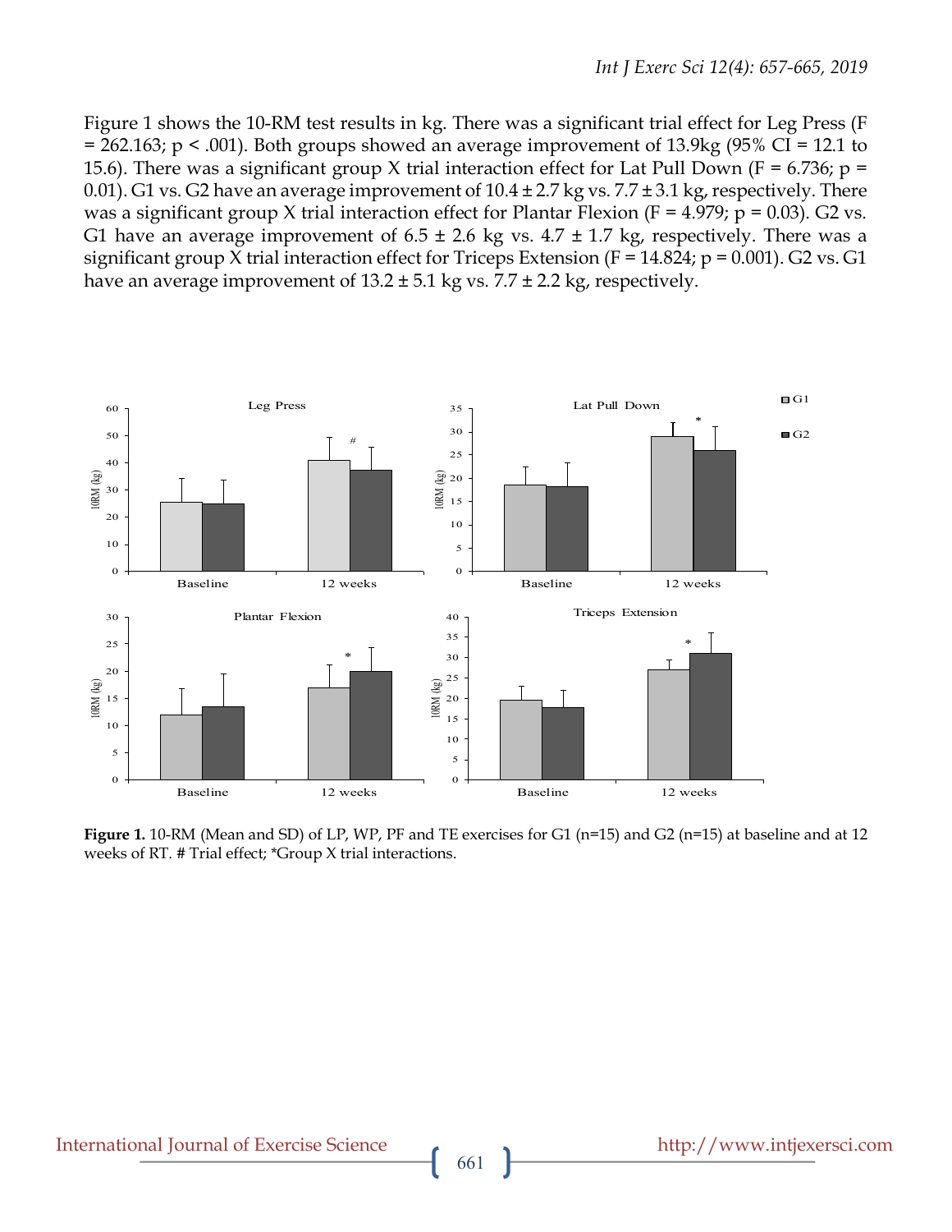Figure 1 shows the 10-RM test results in kg. There was a significant trial effect for Leg Press ($F = 262.163$; $p < .001$). Both groups showed an average improvement of 13.9kg (95% CI = 12.1 to 15.6). There was a significant group X trial interaction effect for Lat Pull Down ($F = 6.736$; $p = 0.01$). G1 vs. G2 have an average improvement of 10.4 ± 2.7 kg vs. 7.7 ± 3.1 kg, respectively. There was a significant group X trial interaction effect for Plantar Flexion ($F = 4.979$; $p = 0.03$). G2 vs. G1 have an average improvement of 6.5 ± 2.6 kg vs. 4.7 ± 1.7 kg, respectively. There was a significant group X trial interaction effect for Triceps Extension ($F = 14.824$; $p = 0.001$). G2 vs. G1 have an average improvement of 13.2 ± 5.1 kg vs. 7.7 ± 2.2 kg, respectively.

**Figure 1.** 10-RM (Mean and SD) of LP, WP, PF and TE exercises for G1 (n=15) and G2 (n=15) at baseline and at 12 weeks of RT. # Trial effect; *Group X trial interactions.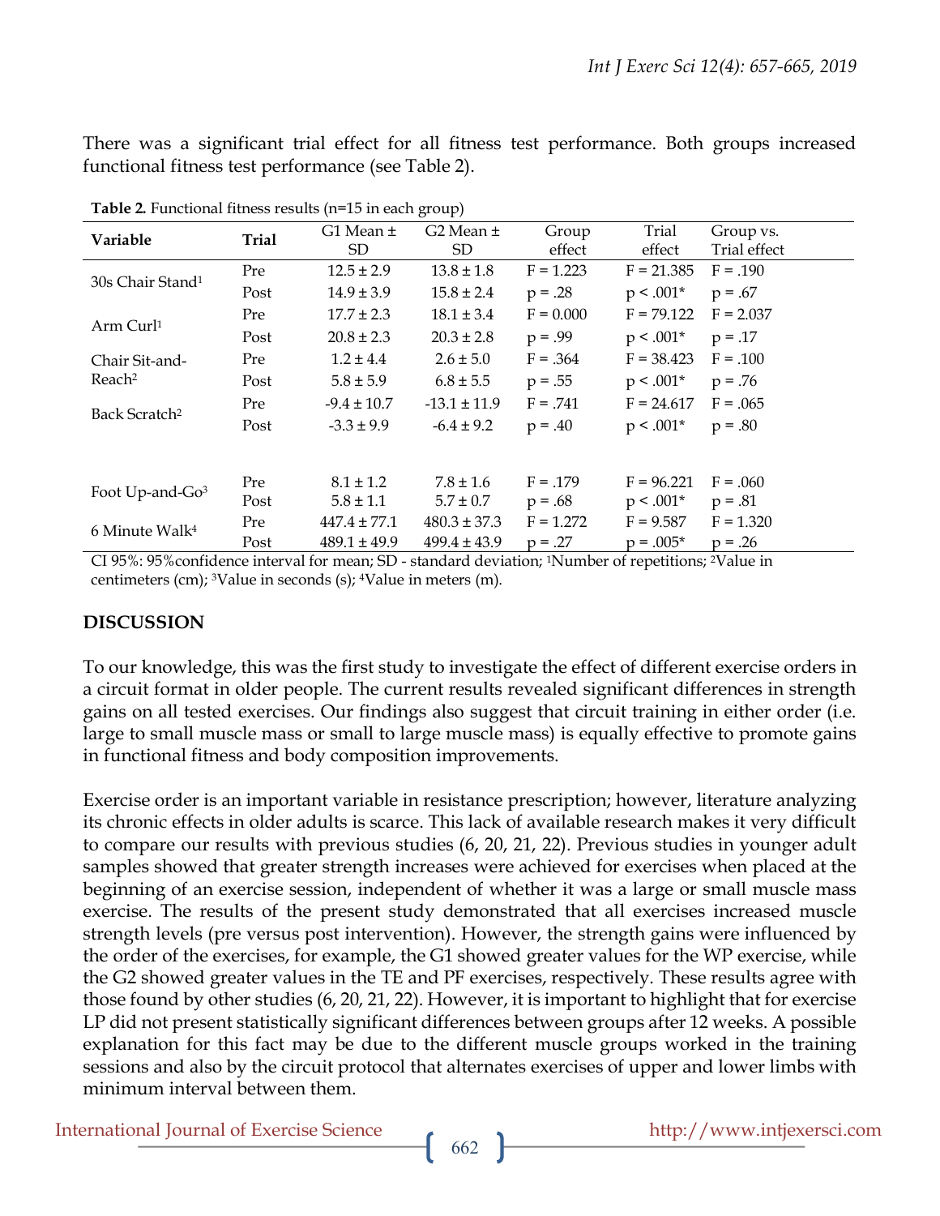There was a significant trial effect for all fitness test performance. Both groups increased functional fitness test performance (see Table 2).

**Table 2.** Functional fitness results (n=15 in each group)

| Variable | Trial | G1 Mean ± SD | G2 Mean ± SD | Group effect | Trial effect | Group vs. Trial effect |
|---|---|---|---|---|---|---|
| 30s Chair Stand[1] | Pre | 12.5 ± 2.9 | 13.8 ± 1.8 | F = 1.223 | F = 21.385 | F = .190 |
| | Post | 14.9 ± 3.9 | 15.8 ± 2.4 | p = .28 | p < .001* | p = .67 |
| Arm Curl[1] | Pre | 17.7 ± 2.3 | 18.1 ± 3.4 | F = 0.000 | F = 79.122 | F = 2.037 |
| | Post | 20.8 ± 2.3 | 20.3 ± 2.8 | p = .99 | p < .001* | p = .17 |
| Chair Sit-and-Reach[2] | Pre | 1.2 ± 4.4 | 2.6 ± 5.0 | F = .364 | F = 38.423 | F = .100 |
| | Post | 5.8 ± 5.9 | 6.8 ± 5.5 | p = .55 | p < .001* | p = .76 |
| Back Scratch[2] | Pre | -9.4 ± 10.7 | -13.1 ± 11.9 | F = .741 | F = 24.617 | F = .065 |
| | Post | -3.3 ± 9.9 | -6.4 ± 9.2 | p = .40 | p < .001* | p = .80 |
| Foot Up-and-Go[3] | Pre | 8.1 ± 1.2 | 7.8 ± 1.6 | F = .179 | F = 96.221 | F = .060 |
| | Post | 5.8 ± 1.1 | 5.7 ± 0.7 | p = .68 | p < .001* | p = .81 |
| 6 Minute Walk[4] | Pre | 447.4 ± 77.1 | 480.3 ± 37.3 | F = 1.272 | F = 9.587 | F = 1.320 |
| | Post | 489.1 ± 49.9 | 499.4 ± 43.9 | p = .27 | p = .005* | p = .26 |

CI 95%: 95%confidence interval for mean; SD - standard deviation; [1]Number of repetitions; [2]Value in centimeters (cm); [3]Value in seconds (s); [4]Value in meters (m).

## DISCUSSION

To our knowledge, this was the first study to investigate the effect of different exercise orders in a circuit format in older people. The current results revealed significant differences in strength gains on all tested exercises. Our findings also suggest that circuit training in either order (i.e. large to small muscle mass or small to large muscle mass) is equally effective to promote gains in functional fitness and body composition improvements.

Exercise order is an important variable in resistance prescription; however, literature analyzing its chronic effects in older adults is scarce. This lack of available research makes it very difficult to compare our results with previous studies (6, 20, 21, 22). Previous studies in younger adult samples showed that greater strength increases were achieved for exercises when placed at the beginning of an exercise session, independent of whether it was a large or small muscle mass exercise. The results of the present study demonstrated that all exercises increased muscle strength levels (pre versus post intervention). However, the strength gains were influenced by the order of the exercises, for example, the G1 showed greater values for the WP exercise, while the G2 showed greater values in the TE and PF exercises, respectively. These results agree with those found by other studies (6, 20, 21, 22). However, it is important to highlight that for exercise LP did not present statistically significant differences between groups after 12 weeks. A possible explanation for this fact may be due to the different muscle groups worked in the training sessions and also by the circuit protocol that alternates exercises of upper and lower limbs with minimum interval between them.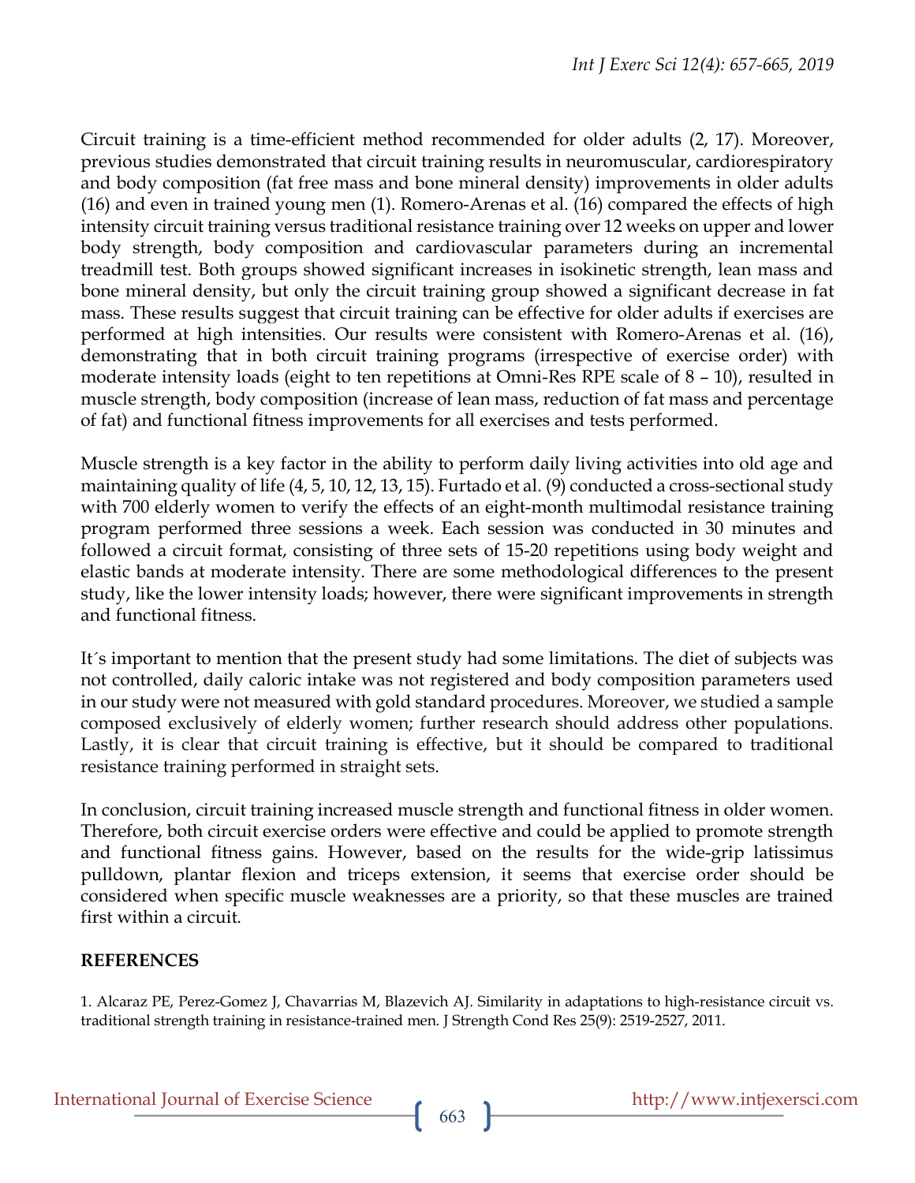Circuit training is a time-efficient method recommended for older adults (2, 17). Moreover, previous studies demonstrated that circuit training results in neuromuscular, cardiorespiratory and body composition (fat free mass and bone mineral density) improvements in older adults (16) and even in trained young men (1). Romero-Arenas et al. (16) compared the effects of high intensity circuit training versus traditional resistance training over 12 weeks on upper and lower body strength, body composition and cardiovascular parameters during an incremental treadmill test. Both groups showed significant increases in isokinetic strength, lean mass and bone mineral density, but only the circuit training group showed a significant decrease in fat mass. These results suggest that circuit training can be effective for older adults if exercises are performed at high intensities. Our results were consistent with Romero-Arenas et al. (16), demonstrating that in both circuit training programs (irrespective of exercise order) with moderate intensity loads (eight to ten repetitions at Omni-Res RPE scale of 8 – 10), resulted in muscle strength, body composition (increase of lean mass, reduction of fat mass and percentage of fat) and functional fitness improvements for all exercises and tests performed.

Muscle strength is a key factor in the ability to perform daily living activities into old age and maintaining quality of life (4, 5, 10, 12, 13, 15). Furtado et al. (9) conducted a cross-sectional study with 700 elderly women to verify the effects of an eight-month multimodal resistance training program performed three sessions a week. Each session was conducted in 30 minutes and followed a circuit format, consisting of three sets of 15-20 repetitions using body weight and elastic bands at moderate intensity. There are some methodological differences to the present study, like the lower intensity loads; however, there were significant improvements in strength and functional fitness.

It´s important to mention that the present study had some limitations. The diet of subjects was not controlled, daily caloric intake was not registered and body composition parameters used in our study were not measured with gold standard procedures. Moreover, we studied a sample composed exclusively of elderly women; further research should address other populations. Lastly, it is clear that circuit training is effective, but it should be compared to traditional resistance training performed in straight sets.

In conclusion, circuit training increased muscle strength and functional fitness in older women. Therefore, both circuit exercise orders were effective and could be applied to promote strength and functional fitness gains. However, based on the results for the wide-grip latissimus pulldown, plantar flexion and triceps extension, it seems that exercise order should be considered when specific muscle weaknesses are a priority, so that these muscles are trained first within a circuit.

## REFERENCES

1. Alcaraz PE, Perez-Gomez J, Chavarrias M, Blazevich AJ. Similarity in adaptations to high-resistance circuit vs. traditional strength training in resistance-trained men. J Strength Cond Res 25(9): 2519-2527, 2011.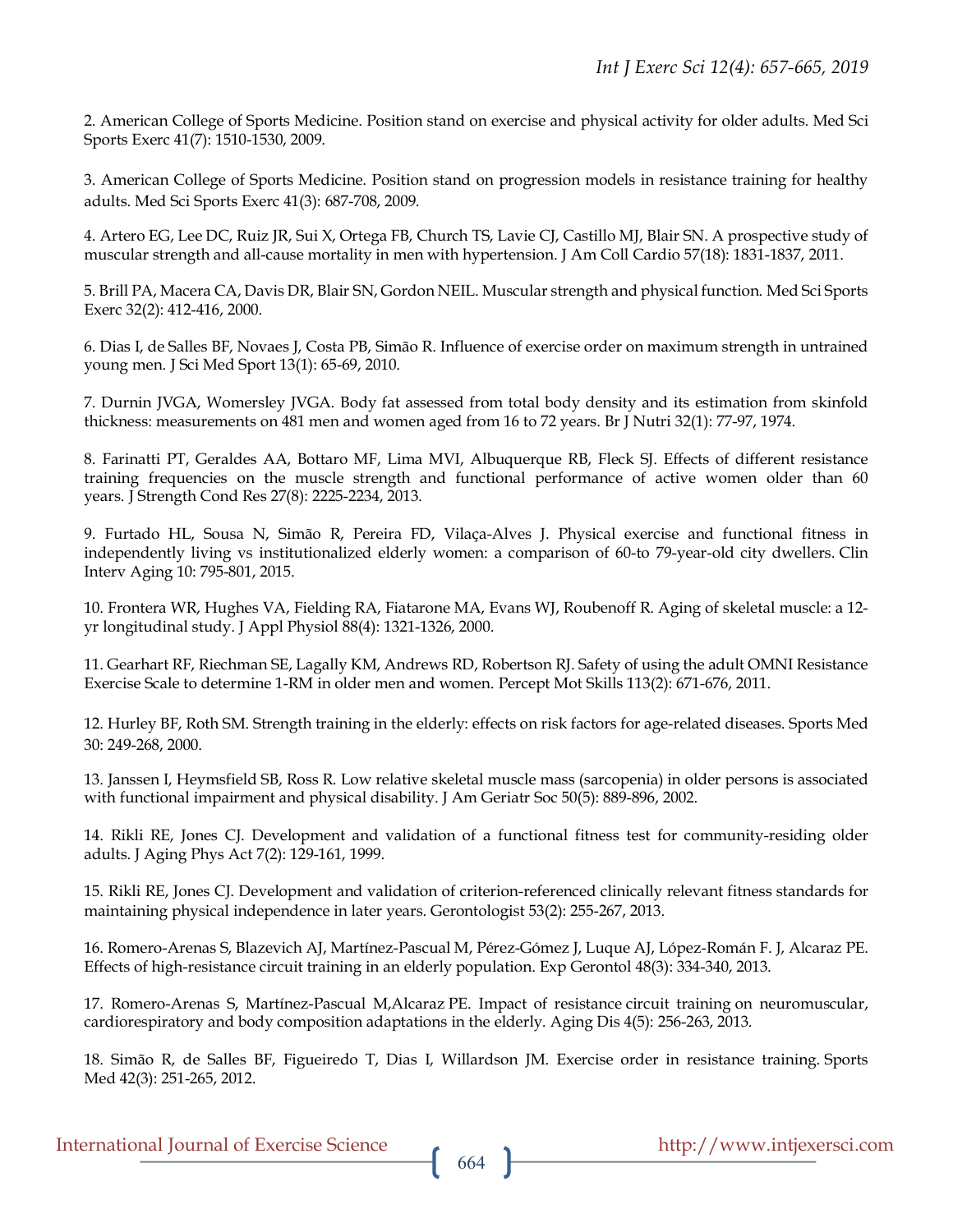2. American College of Sports Medicine. Position stand on exercise and physical activity for older adults. Med Sci Sports Exerc 41(7): 1510-1530, 2009.

3. American College of Sports Medicine. Position stand on progression models in resistance training for healthy adults. Med Sci Sports Exerc 41(3): 687-708, 2009.

4. Artero EG, Lee DC, Ruiz JR, Sui X, Ortega FB, Church TS, Lavie CJ, Castillo MJ, Blair SN. A prospective study of muscular strength and all-cause mortality in men with hypertension. J Am Coll Cardio 57(18): 1831-1837, 2011.

5. Brill PA, Macera CA, Davis DR, Blair SN, Gordon NEIL. Muscular strength and physical function. Med Sci Sports Exerc 32(2): 412-416, 2000.

6. Dias I, de Salles BF, Novaes J, Costa PB, Simão R. Influence of exercise order on maximum strength in untrained young men. J Sci Med Sport 13(1): 65-69, 2010.

7. Durnin JVGA, Womersley JVGA. Body fat assessed from total body density and its estimation from skinfold thickness: measurements on 481 men and women aged from 16 to 72 years. Br J Nutri 32(1): 77-97, 1974.

8. Farinatti PT, Geraldes AA, Bottaro MF, Lima MVI, Albuquerque RB, Fleck SJ. Effects of different resistance training frequencies on the muscle strength and functional performance of active women older than 60 years. J Strength Cond Res 27(8): 2225-2234, 2013.

9. Furtado HL, Sousa N, Simão R, Pereira FD, Vilaça-Alves J. Physical exercise and functional fitness in independently living vs institutionalized elderly women: a comparison of 60-to 79-year-old city dwellers. Clin Interv Aging 10: 795-801, 2015.

10. Frontera WR, Hughes VA, Fielding RA, Fiatarone MA, Evans WJ, Roubenoff R. Aging of skeletal muscle: a 12-yr longitudinal study. J Appl Physiol 88(4): 1321-1326, 2000.

11. Gearhart RF, Riechman SE, Lagally KM, Andrews RD, Robertson RJ. Safety of using the adult OMNI Resistance Exercise Scale to determine 1-RM in older men and women. Percept Mot Skills 113(2): 671-676, 2011.

12. Hurley BF, Roth SM. Strength training in the elderly: effects on risk factors for age-related diseases. Sports Med 30: 249-268, 2000.

13. Janssen I, Heymsfield SB, Ross R. Low relative skeletal muscle mass (sarcopenia) in older persons is associated with functional impairment and physical disability. J Am Geriatr Soc 50(5): 889-896, 2002.

14. Rikli RE, Jones CJ. Development and validation of a functional fitness test for community-residing older adults. J Aging Phys Act 7(2): 129-161, 1999.

15. Rikli RE, Jones CJ. Development and validation of criterion-referenced clinically relevant fitness standards for maintaining physical independence in later years. Gerontologist 53(2): 255-267, 2013.

16. Romero-Arenas S, Blazevich AJ, Martínez-Pascual M, Pérez-Gómez J, Luque AJ, López-Román F. J, Alcaraz PE. Effects of high-resistance circuit training in an elderly population. Exp Gerontol 48(3): 334-340, 2013.

17. Romero-Arenas S, Martínez-Pascual M,Alcaraz PE. Impact of resistance circuit training on neuromuscular, cardiorespiratory and body composition adaptations in the elderly. Aging Dis 4(5): 256-263, 2013.

18. Simão R, de Salles BF, Figueiredo T, Dias I, Willardson JM. Exercise order in resistance training. Sports Med 42(3): 251-265, 2012.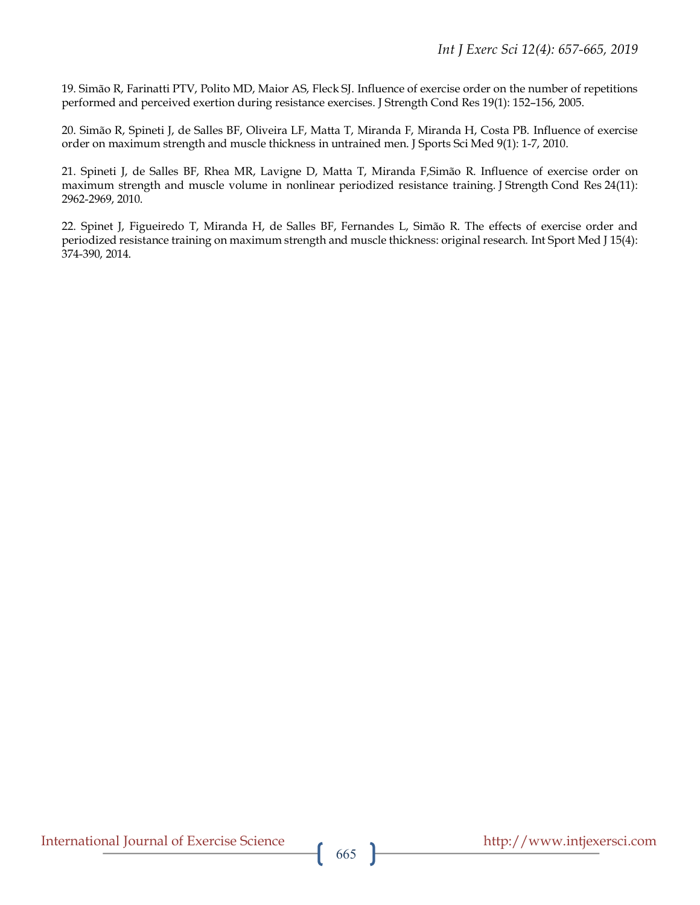19. Simão R, Farinatti PTV, Polito MD, Maior AS, Fleck SJ. Influence of exercise order on the number of repetitions performed and perceived exertion during resistance exercises. J Strength Cond Res 19(1): 152–156, 2005.

20. Simão R, Spineti J, de Salles BF, Oliveira LF, Matta T, Miranda F, Miranda H, Costa PB. Influence of exercise order on maximum strength and muscle thickness in untrained men. J Sports Sci Med 9(1): 1-7, 2010.

21. Spineti J, de Salles BF, Rhea MR, Lavigne D, Matta T, Miranda F,Simão R. Influence of exercise order on maximum strength and muscle volume in nonlinear periodized resistance training. J Strength Cond Res 24(11): 2962-2969, 2010.

22. Spinet J, Figueiredo T, Miranda H, de Salles BF, Fernandes L, Simão R. The effects of exercise order and periodized resistance training on maximum strength and muscle thickness: original research. Int Sport Med J 15(4): 374-390, 2014.